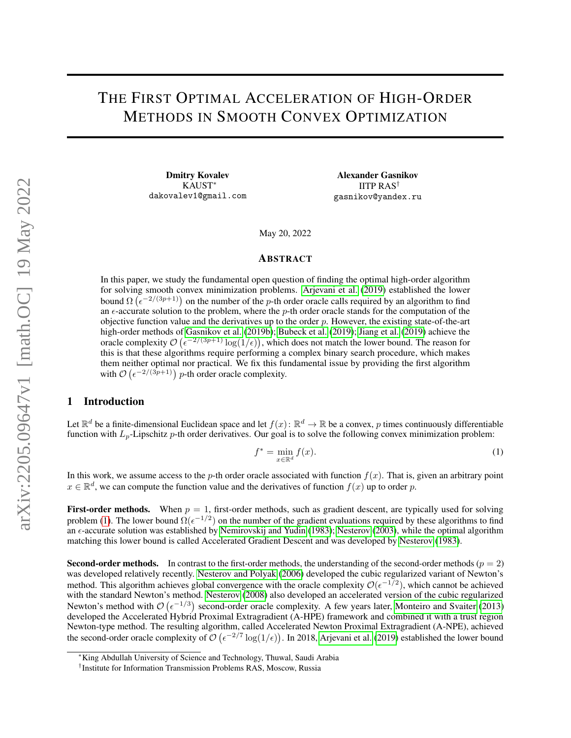# The First Optimal Acceleration of High-Order Methods in Smooth Convex Optimization

**Dmitry Kovalev**
KAUST[*]
dakovalev1@gmail.com

**Alexander Gasnikov**
IITP RAS[†]
gasnikov@yandex.ru

May 20, 2022

## Abstract

In this paper, we study the fundamental open question of finding the optimal high-order algorithm for solving smooth convex minimization problems. Arjevani et al. (2019) established the lower bound $\Omega\left(\epsilon^{-2/(3p+1)}\right)$ on the number of the $p$-th order oracle calls required by an algorithm to find an $\epsilon$-accurate solution to the problem, where the $p$-th order oracle stands for the computation of the objective function value and the derivatives up to the order $p$. However, the existing state-of-the-art high-order methods of Gasnikov et al. (2019b); Bubeck et al. (2019); Jiang et al. (2019) achieve the oracle complexity $\mathcal{O}\left(\epsilon^{-2/(3p+1)}\log(1/\epsilon)\right)$, which does not match the lower bound. The reason for this is that these algorithms require performing a complex binary search procedure, which makes them neither optimal nor practical. We fix this fundamental issue by providing the first algorithm with $\mathcal{O}\left(\epsilon^{-2/(3p+1)}\right)$ $p$-th order oracle complexity.

## 1 Introduction

Let $\mathbb{R}^d$ be a finite-dimensional Euclidean space and let $f(x)\colon \mathbb{R}^d \to \mathbb{R}$ be a convex, $p$ times continuously differentiable function with $L_p$-Lipschitz $p$-th order derivatives. Our goal is to solve the following convex minimization problem:

$$f^* = \min_{x\in\mathbb{R}^d} f(x). \tag{1}$$

In this work, we assume access to the $p$-th order oracle associated with function $f(x)$. That is, given an arbitrary point $x \in \mathbb{R}^d$, we can compute the function value and the derivatives of function $f(x)$ up to order $p$.

**First-order methods.** When $p = 1$, first-order methods, such as gradient descent, are typically used for solving problem (1). The lower bound $\Omega(\epsilon^{-1/2})$ on the number of the gradient evaluations required by these algorithms to find an $\epsilon$-accurate solution was established by Nemirovskij and Yudin (1983); Nesterov (2003), while the optimal algorithm matching this lower bound is called Accelerated Gradient Descent and was developed by Nesterov (1983).

**Second-order methods.** In contrast to the first-order methods, the understanding of the second-order methods ($p = 2$) was developed relatively recently. Nesterov and Polyak (2006) developed the cubic regularized variant of Newton's method. This algorithm achieves global convergence with the oracle complexity $\mathcal{O}(\epsilon^{-1/2})$, which cannot be achieved with the standard Newton's method. Nesterov (2008) also developed an accelerated version of the cubic regularized Newton's method with $\mathcal{O}\left(\epsilon^{-1/3}\right)$ second-order oracle complexity. A few years later, Monteiro and Svaiter (2013) developed the Accelerated Hybrid Proximal Extragradient (A-HPE) framework and combined it with a trust region Newton-type method. The resulting algorithm, called Accelerated Newton Proximal Extragradient (A-NPE), achieved the second-order oracle complexity of $\mathcal{O}\left(\epsilon^{-2/7}\log(1/\epsilon)\right)$. In 2018, Arjevani et al. (2019) established the lower bound

[*]King Abdullah University of Science and Technology, Thuwal, Saudi Arabia
[†]Institute for Information Transmission Problems RAS, Moscow, Russia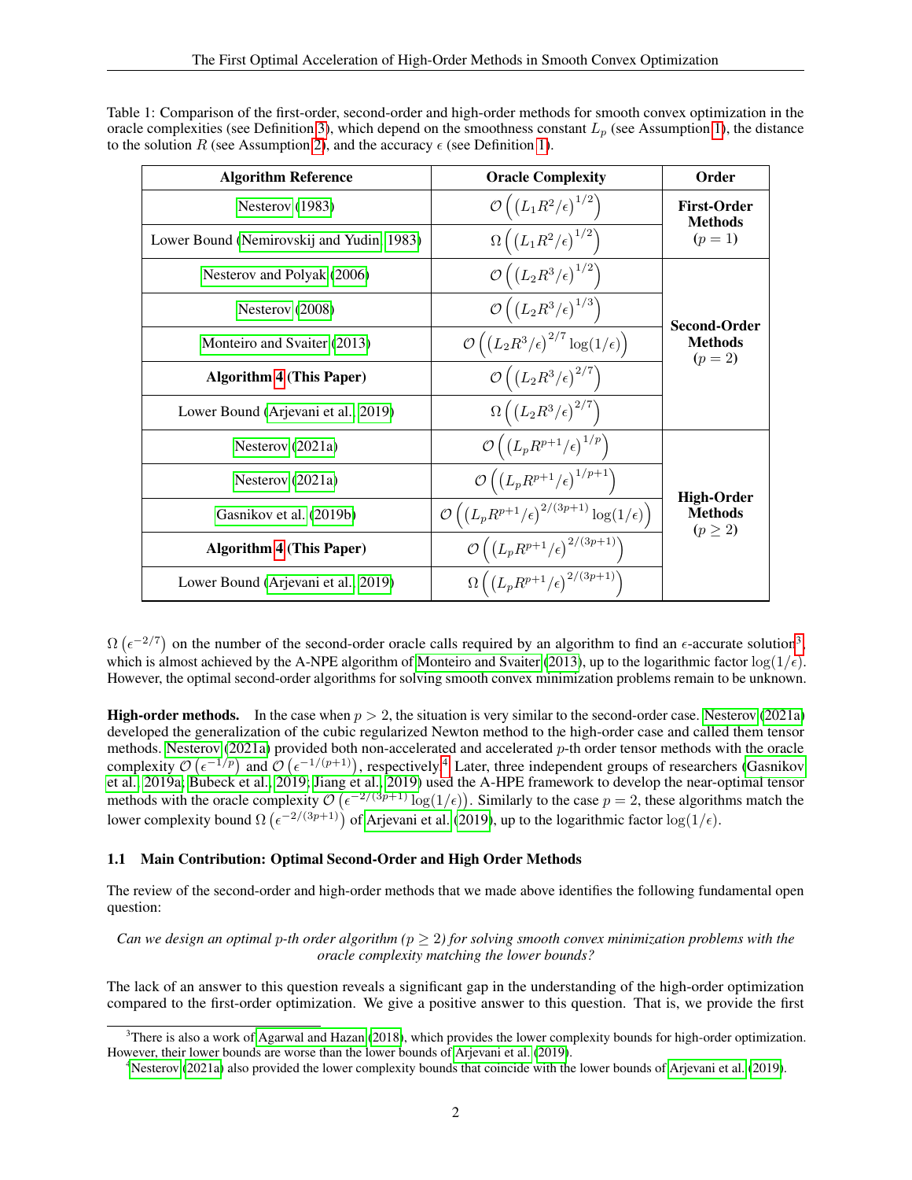Table 1: Comparison of the first-order, second-order and high-order methods for smooth convex optimization in the oracle complexities (see Definition 3), which depend on the smoothness constant $L_p$ (see Assumption 1), the distance to the solution $R$ (see Assumption 2), and the accuracy $\epsilon$ (see Definition 1).

| Algorithm Reference | Oracle Complexity | Order |
|---|---|---|
| Nesterov (1983) | $\mathcal{O}\left(\left(L_1 R^2/\epsilon\right)^{1/2}\right)$ | **First-Order Methods** ($p=1$) |
| Lower Bound (Nemirovskij and Yudin, 1983) | $\Omega\left(\left(L_1 R^2/\epsilon\right)^{1/2}\right)$ | |
| Nesterov and Polyak (2006) | $\mathcal{O}\left(\left(L_2 R^3/\epsilon\right)^{1/2}\right)$ | **Second-Order Methods** ($p=2$) |
| Nesterov (2008) | $\mathcal{O}\left(\left(L_2 R^3/\epsilon\right)^{1/3}\right)$ | |
| Monteiro and Svaiter (2013) | $\mathcal{O}\left(\left(L_2 R^3/\epsilon\right)^{2/7}\log(1/\epsilon)\right)$ | |
| **Algorithm 4 (This Paper)** | $\mathcal{O}\left(\left(L_2 R^3/\epsilon\right)^{2/7}\right)$ | |
| Lower Bound (Arjevani et al., 2019) | $\Omega\left(\left(L_2 R^3/\epsilon\right)^{2/7}\right)$ | |
| Nesterov (2021a) | $\mathcal{O}\left(\left(L_p R^{p+1}/\epsilon\right)^{1/p}\right)$ | **High-Order Methods** ($p \geq 2$) |
| Nesterov (2021a) | $\mathcal{O}\left(\left(L_p R^{p+1}/\epsilon\right)^{1/p+1}\right)$ | |
| Gasnikov et al. (2019b) | $\mathcal{O}\left(\left(L_p R^{p+1}/\epsilon\right)^{2/(3p+1)}\log(1/\epsilon)\right)$ | |
| **Algorithm 4 (This Paper)** | $\mathcal{O}\left(\left(L_p R^{p+1}/\epsilon\right)^{2/(3p+1)}\right)$ | |
| Lower Bound (Arjevani et al., 2019) | $\Omega\left(\left(L_p R^{p+1}/\epsilon\right)^{2/(3p+1)}\right)$ | |

$\Omega\left(\epsilon^{-2/7}\right)$ on the number of the second-order oracle calls required by an algorithm to find an $\epsilon$-accurate solution[3], which is almost achieved by the A-NPE algorithm of Monteiro and Svaiter (2013), up to the logarithmic factor $\log(1/\epsilon)$. However, the optimal second-order algorithms for solving smooth convex minimization problems remain to be unknown.

**High-order methods.** In the case when $p > 2$, the situation is very similar to the second-order case. Nesterov (2021a) developed the generalization of the cubic regularized Newton method to the high-order case and called them tensor methods. Nesterov (2021a) provided both non-accelerated and accelerated $p$-th order tensor methods with the oracle complexity $\mathcal{O}\left(\epsilon^{-1/p}\right)$ and $\mathcal{O}\left(\epsilon^{-1/(p+1)}\right)$, respectively.[4] Later, three independent groups of researchers (Gasnikov et al., 2019a; Bubeck et al., 2019; Jiang et al., 2019) used the A-HPE framework to develop the near-optimal tensor methods with the oracle complexity $\mathcal{O}\left(\epsilon^{-2/(3p+1)}\log(1/\epsilon)\right)$. Similarly to the case $p=2$, these algorithms match the lower complexity bound $\Omega\left(\epsilon^{-2/(3p+1)}\right)$ of Arjevani et al. (2019), up to the logarithmic factor $\log(1/\epsilon)$.

### 1.1 Main Contribution: Optimal Second-Order and High Order Methods

The review of the second-order and high-order methods that we made above identifies the following fundamental open question:

*Can we design an optimal $p$-th order algorithm ($p \geq 2$) for solving smooth convex minimization problems with the oracle complexity matching the lower bounds?*

The lack of an answer to this question reveals a significant gap in the understanding of the high-order optimization compared to the first-order optimization. We give a positive answer to this question. That is, we provide the first

[3] There is also a work of Agarwal and Hazan (2018), which provides the lower complexity bounds for high-order optimization. However, their lower bounds are worse than the lower bounds of Arjevani et al. (2019).

[4] Nesterov (2021a) also provided the lower complexity bounds that coincide with the lower bounds of Arjevani et al. (2019).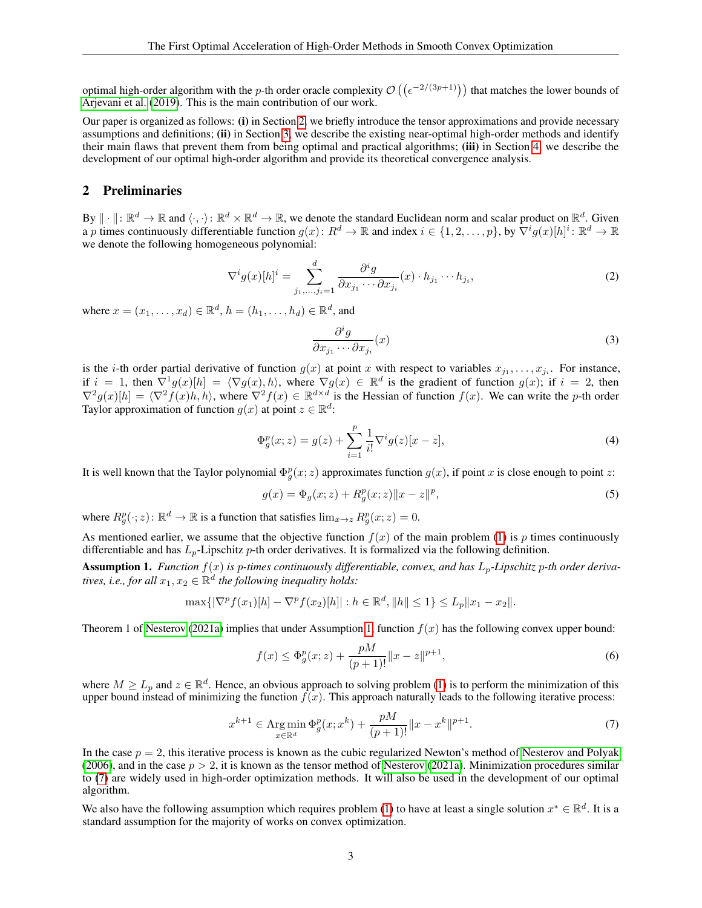optimal high-order algorithm with the $p$-th order oracle complexity $\mathcal{O}\left(\left(\epsilon^{-2/(3p+1)}\right)\right)$ that matches the lower bounds of Arjevani et al. (2019). This is the main contribution of our work.

Our paper is organized as follows: **(i)** in Section 2, we briefly introduce the tensor approximations and provide necessary assumptions and definitions; **(ii)** in Section 3, we describe the existing near-optimal high-order methods and identify their main flaws that prevent them from being optimal and practical algorithms; **(iii)** in Section 4, we describe the development of our optimal high-order algorithm and provide its theoretical convergence analysis.

## 2 Preliminaries

By $\|\cdot\|\colon \mathbb{R}^d \to \mathbb{R}$ and $\langle\cdot,\cdot\rangle\colon \mathbb{R}^d \times \mathbb{R}^d \to \mathbb{R}$, we denote the standard Euclidean norm and scalar product on $\mathbb{R}^d$. Given a $p$ times continuously differentiable function $g(x)\colon R^d \to \mathbb{R}$ and index $i \in \{1, 2, \ldots, p\}$, by $\nabla^i g(x)[h]^i\colon \mathbb{R}^d \to \mathbb{R}$ we denote the following homogeneous polynomial:

$$\nabla^i g(x)[h]^i = \sum_{j_1,\ldots,j_i=1}^{d} \frac{\partial^i g}{\partial x_{j_1} \cdots \partial x_{j_i}}(x) \cdot h_{j_1} \cdots h_{j_i}, \tag{2}$$

where $x = (x_1, \ldots, x_d) \in \mathbb{R}^d$, $h = (h_1, \ldots, h_d) \in \mathbb{R}^d$, and

$$\frac{\partial^i g}{\partial x_{j_1} \cdots \partial x_{j_i}}(x) \tag{3}$$

is the $i$-th order partial derivative of function $g(x)$ at point $x$ with respect to variables $x_{j_1}, \ldots, x_{j_i}$. For instance, if $i = 1$, then $\nabla^1 g(x)[h] = \langle \nabla g(x), h\rangle$, where $\nabla g(x) \in \mathbb{R}^d$ is the gradient of function $g(x)$; if $i = 2$, then $\nabla^2 g(x)[h] = \langle \nabla^2 f(x) h, h\rangle$, where $\nabla^2 f(x) \in \mathbb{R}^{d\times d}$ is the Hessian of function $f(x)$. We can write the $p$-th order Taylor approximation of function $g(x)$ at point $z \in \mathbb{R}^d$:

$$\Phi_g^p(x; z) = g(z) + \sum_{i=1}^{p} \frac{1}{i!} \nabla^i g(z)[x - z], \tag{4}$$

It is well known that the Taylor polynomial $\Phi_g^p(x; z)$ approximates function $g(x)$, if point $x$ is close enough to point $z$:

$$g(x) = \Phi_g(x; z) + R_g^p(x; z)\|x - z\|^p, \tag{5}$$

where $R_g^p(\cdot; z)\colon \mathbb{R}^d \to \mathbb{R}$ is a function that satisfies $\lim_{x\to z} R_g^p(x; z) = 0$.

As mentioned earlier, we assume that the objective function $f(x)$ of the main problem (1) is $p$ times continuously differentiable and has $L_p$-Lipschitz $p$-th order derivatives. It is formalized via the following definition.

**Assumption 1.** *Function $f(x)$ is $p$-times continuously differentiable, convex, and has $L_p$-Lipschitz $p$-th order derivatives, i.e., for all $x_1, x_2 \in \mathbb{R}^d$ the following inequality holds:*

$$\max\{|\nabla^p f(x_1)[h] - \nabla^p f(x_2)[h]| : h \in \mathbb{R}^d, \|h\| \le 1\} \le L_p \|x_1 - x_2\|.$$

Theorem 1 of Nesterov (2021a) implies that under Assumption 1, function $f(x)$ has the following convex upper bound:

$$f(x) \le \Phi_g^p(x; z) + \frac{pM}{(p+1)!}\|x - z\|^{p+1}, \tag{6}$$

where $M \ge L_p$ and $z \in \mathbb{R}^d$. Hence, an obvious approach to solving problem (1) is to perform the minimization of this upper bound instead of minimizing the function $f(x)$. This approach naturally leads to the following iterative process:

$$x^{k+1} \in \operatorname*{Arg\,min}_{x\in\mathbb{R}^d} \Phi_g^p(x; x^k) + \frac{pM}{(p+1)!}\|x - x^k\|^{p+1}. \tag{7}$$

In the case $p = 2$, this iterative process is known as the cubic regularized Newton's method of Nesterov and Polyak (2006), and in the case $p > 2$, it is known as the tensor method of Nesterov (2021a). Minimization procedures similar to (7) are widely used in high-order optimization methods. It will also be used in the development of our optimal algorithm.

We also have the following assumption which requires problem (1) to have at least a single solution $x^* \in \mathbb{R}^d$. It is a standard assumption for the majority of works on convex optimization.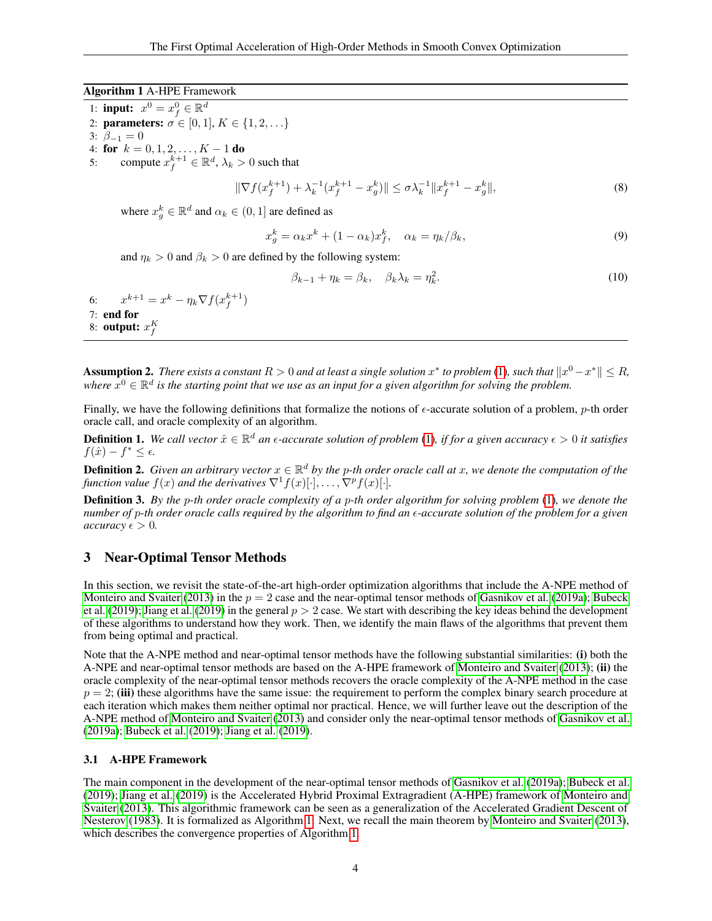**Algorithm 1** A-HPE Framework

1: **input:** $x^0 = x_f^0 \in \mathbb{R}^d$
2: **parameters:** $\sigma \in [0,1]$, $K \in \{1,2,\ldots\}$
3: $\beta_{-1} = 0$
4: **for** $k = 0,1,2,\ldots,K-1$ **do**
5: compute $x_f^{k+1} \in \mathbb{R}^d$, $\lambda_k > 0$ such that

$$\|\nabla f(x_f^{k+1}) + \lambda_k^{-1}(x_f^{k+1} - x_g^k)\| \leq \sigma \lambda_k^{-1} \|x_f^{k+1} - x_g^k\|, \tag{8}$$

where $x_g^k \in \mathbb{R}^d$ and $\alpha_k \in (0,1]$ are defined as

$$x_g^k = \alpha_k x^k + (1-\alpha_k) x_f^k, \quad \alpha_k = \eta_k / \beta_k, \tag{9}$$

and $\eta_k > 0$ and $\beta_k > 0$ are defined by the following system:

$$\beta_{k-1} + \eta_k = \beta_k, \quad \beta_k \lambda_k = \eta_k^2. \tag{10}$$

6: $x^{k+1} = x^k - \eta_k \nabla f(x_f^{k+1})$
7: **end for**
8: **output:** $x_f^K$

**Assumption 2.** *There exists a constant $R > 0$ and at least a single solution $x^*$ to problem (1), such that $\|x^0 - x^*\| \leq R$, where $x^0 \in \mathbb{R}^d$ is the starting point that we use as an input for a given algorithm for solving the problem.*

Finally, we have the following definitions that formalize the notions of $\epsilon$-accurate solution of a problem, $p$-th order oracle call, and oracle complexity of an algorithm.

**Definition 1.** *We call vector $\hat{x} \in \mathbb{R}^d$ an $\epsilon$-accurate solution of problem (1), if for a given accuracy $\epsilon > 0$ it satisfies $f(\hat{x}) - f^* \leq \epsilon$.*

**Definition 2.** *Given an arbitrary vector $x \in \mathbb{R}^d$ by the $p$-th order oracle call at $x$, we denote the computation of the function value $f(x)$ and the derivatives $\nabla^1 f(x)[\cdot], \ldots, \nabla^p f(x)[\cdot]$.*

**Definition 3.** *By the $p$-th order oracle complexity of a $p$-th order algorithm for solving problem (1), we denote the number of $p$-th order oracle calls required by the algorithm to find an $\epsilon$-accurate solution of the problem for a given accuracy $\epsilon > 0$.*

# 3 Near-Optimal Tensor Methods

In this section, we revisit the state-of-the-art high-order optimization algorithms that include the A-NPE method of Monteiro and Svaiter (2013) in the $p = 2$ case and the near-optimal tensor methods of Gasnikov et al. (2019a); Bubeck et al. (2019); Jiang et al. (2019) in the general $p > 2$ case. We start with describing the key ideas behind the development of these algorithms to understand how they work. Then, we identify the main flaws of the algorithms that prevent them from being optimal and practical.

Note that the A-NPE method and near-optimal tensor methods have the following substantial similarities: **(i)** both the A-NPE and near-optimal tensor methods are based on the A-HPE framework of Monteiro and Svaiter (2013); **(ii)** the oracle complexity of the near-optimal tensor methods recovers the oracle complexity of the A-NPE method in the case $p = 2$; **(iii)** these algorithms have the same issue: the requirement to perform the complex binary search procedure at each iteration which makes them neither optimal nor practical. Hence, we will further leave out the description of the A-NPE method of Monteiro and Svaiter (2013) and consider only the near-optimal tensor methods of Gasnikov et al. (2019a); Bubeck et al. (2019); Jiang et al. (2019).

## 3.1 A-HPE Framework

The main component in the development of the near-optimal tensor methods of Gasnikov et al. (2019a); Bubeck et al. (2019); Jiang et al. (2019) is the Accelerated Hybrid Proximal Extragradient (A-HPE) framework of Monteiro and Svaiter (2013). This algorithmic framework can be seen as a generalization of the Accelerated Gradient Descent of Nesterov (1983). It is formalized as Algorithm 1. Next, we recall the main theorem by Monteiro and Svaiter (2013), which describes the convergence properties of Algorithm 1.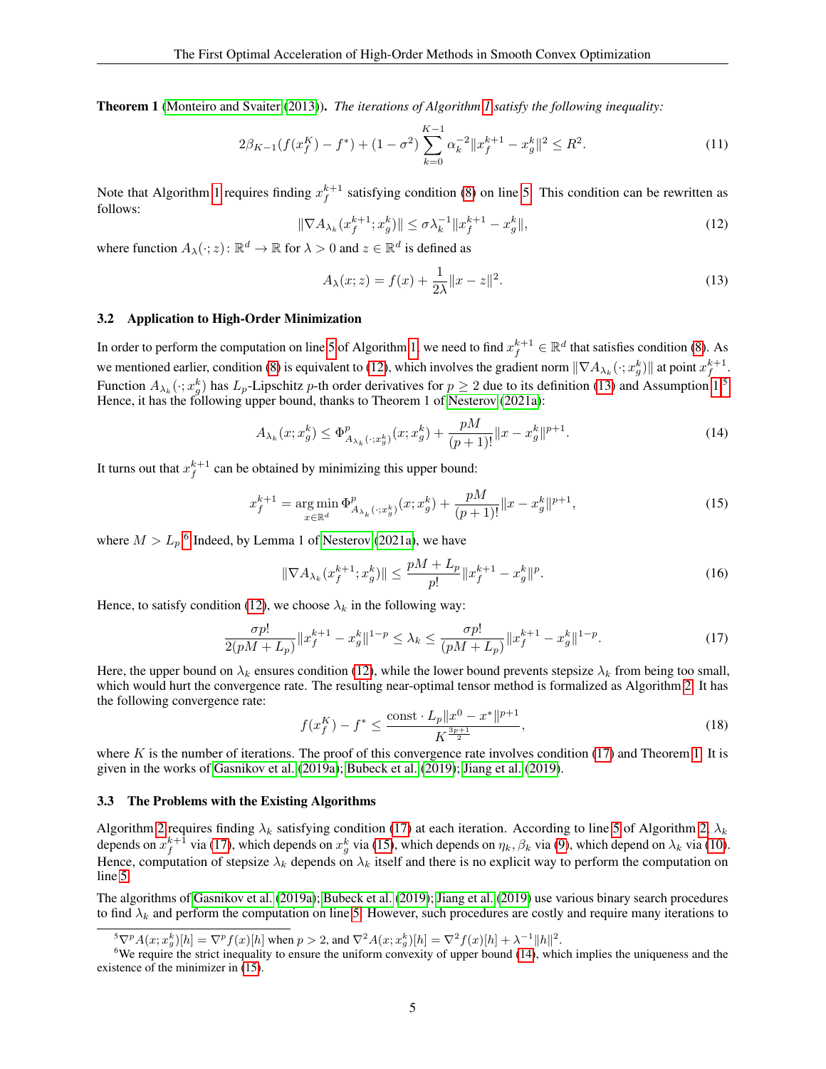**Theorem 1** (Monteiro and Svaiter (2013)). *The iterations of Algorithm 1 satisfy the following inequality:*

$$2\beta_{K-1}(f(x_f^K) - f^*) + (1-\sigma^2)\sum_{k=0}^{K-1} \alpha_k^{-2}\|x_f^{k+1} - x_g^k\|^2 \le R^2. \tag{11}$$

Note that Algorithm 1 requires finding $x_f^{k+1}$ satisfying condition (8) on line 5. This condition can be rewritten as follows:

$$\|\nabla A_{\lambda_k}(x_f^{k+1}; x_g^k)\| \le \sigma \lambda_k^{-1}\|x_f^{k+1} - x_g^k\|, \tag{12}$$

where function $A_\lambda(\cdot; z)\colon \mathbb{R}^d \to \mathbb{R}$ for $\lambda > 0$ and $z \in \mathbb{R}^d$ is defined as

$$A_\lambda(x; z) = f(x) + \frac{1}{2\lambda}\|x - z\|^2. \tag{13}$$

### 3.2 Application to High-Order Minimization

In order to perform the computation on line 5 of Algorithm 1, we need to find $x_f^{k+1} \in \mathbb{R}^d$ that satisfies condition (8). As we mentioned earlier, condition (8) is equivalent to (12), which involves the gradient norm $\|\nabla A_{\lambda_k}(\cdot; x_g^k)\|$ at point $x_f^{k+1}$. Function $A_{\lambda_k}(\cdot; x_g^k)$ has $L_p$-Lipschitz $p$-th order derivatives for $p \ge 2$ due to its definition (13) and Assumption 1.[5] Hence, it has the following upper bound, thanks to Theorem 1 of Nesterov (2021a):

$$A_{\lambda_k}(x; x_g^k) \le \Phi^p_{A_{\lambda_k}(\cdot; x_g^k)}(x; x_g^k) + \frac{pM}{(p+1)!}\|x - x_g^k\|^{p+1}. \tag{14}$$

It turns out that $x_f^{k+1}$ can be obtained by minimizing this upper bound:

$$x_f^{k+1} = \mathop{\arg\min}_{x \in \mathbb{R}^d} \Phi^p_{A_{\lambda_k}(\cdot; x_g^k)}(x; x_g^k) + \frac{pM}{(p+1)!}\|x - x_g^k\|^{p+1}, \tag{15}$$

where $M > L_p$.[6] Indeed, by Lemma 1 of Nesterov (2021a), we have

$$\|\nabla A_{\lambda_k}(x_f^{k+1}; x_g^k)\| \le \frac{pM + L_p}{p!}\|x_f^{k+1} - x_g^k\|^p. \tag{16}$$

Hence, to satisfy condition (12), we choose $\lambda_k$ in the following way:

$$\frac{\sigma p!}{2(pM + L_p)}\|x_f^{k+1} - x_g^k\|^{1-p} \le \lambda_k \le \frac{\sigma p!}{(pM + L_p)}\|x_f^{k+1} - x_g^k\|^{1-p}. \tag{17}$$

Here, the upper bound on $\lambda_k$ ensures condition (12), while the lower bound prevents stepsize $\lambda_k$ from being too small, which would hurt the convergence rate. The resulting near-optimal tensor method is formalized as Algorithm 2. It has the following convergence rate:

$$f(x_f^K) - f^* \le \frac{\text{const} \cdot L_p\|x^0 - x^*\|^{p+1}}{K^{\frac{3p+1}{2}}}, \tag{18}$$

where $K$ is the number of iterations. The proof of this convergence rate involves condition (17) and Theorem 1. It is given in the works of Gasnikov et al. (2019a); Bubeck et al. (2019); Jiang et al. (2019).

### 3.3 The Problems with the Existing Algorithms

Algorithm 2 requires finding $\lambda_k$ satisfying condition (17) at each iteration. According to line 5 of Algorithm 2, $\lambda_k$ depends on $x_f^{k+1}$ via (17), which depends on $x_g^k$ via (15), which depends on $\eta_k, \beta_k$ via (9), which depend on $\lambda_k$ via (10). Hence, computation of stepsize $\lambda_k$ depends on $\lambda_k$ itself and there is no explicit way to perform the computation on line 5.

The algorithms of Gasnikov et al. (2019a); Bubeck et al. (2019); Jiang et al. (2019) use various binary search procedures to find $\lambda_k$ and perform the computation on line 5. However, such procedures are costly and require many iterations to

[5] $\nabla^p A(x; x_g^k)[h] = \nabla^p f(x)[h]$ when $p > 2$, and $\nabla^2 A(x; x_g^k)[h] = \nabla^2 f(x)[h] + \lambda^{-1}\|h\|^2$.

[6] We require the strict inequality to ensure the uniform convexity of upper bound (14), which implies the uniqueness and the existence of the minimizer in (15).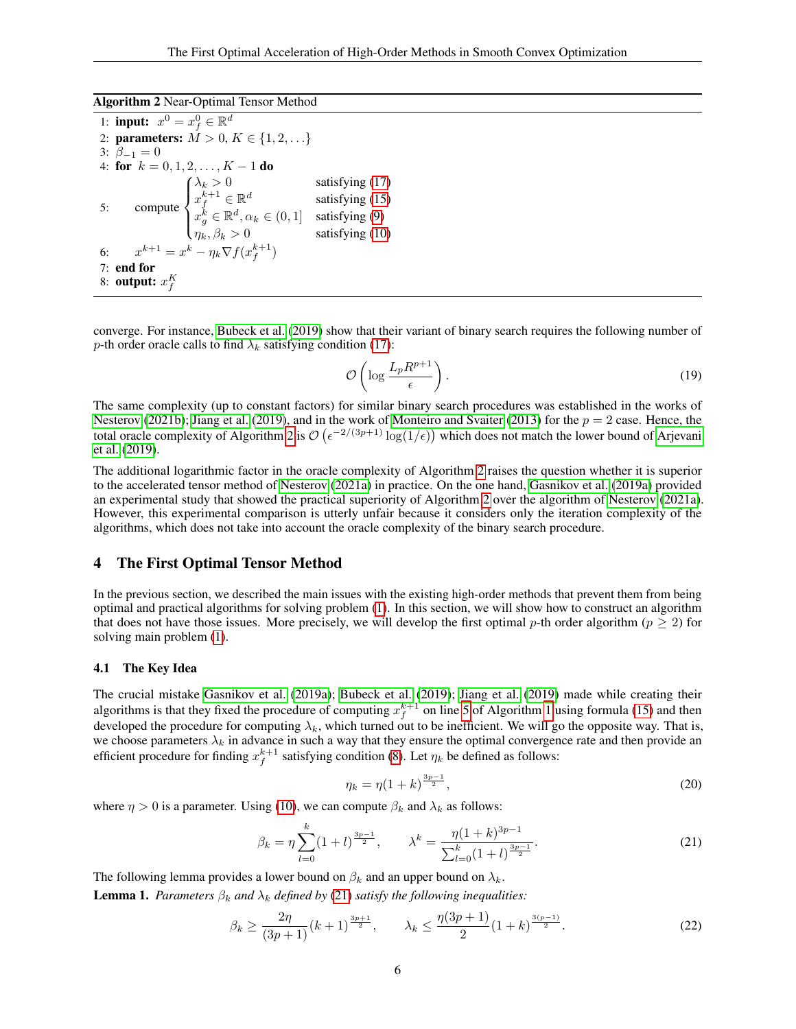**Algorithm 2** Near-Optimal Tensor Method

1: **input:** $x^0 = x_f^0 \in \mathbb{R}^d$
2: **parameters:** $M > 0$, $K \in \{1, 2, \dots\}$
3: $\beta_{-1} = 0$
4: **for** $k = 0, 1, 2, \dots, K-1$ **do**
5: compute $\begin{cases} \lambda_k > 0 & \text{satisfying (17)} \\ x_f^{k+1} \in \mathbb{R}^d & \text{satisfying (15)} \\ x_g^k \in \mathbb{R}^d, \alpha_k \in (0,1] & \text{satisfying (9)} \\ \eta_k, \beta_k > 0 & \text{satisfying (10)} \end{cases}$
6: $x^{k+1} = x^k - \eta_k \nabla f(x_f^{k+1})$
7: **end for**
8: **output:** $x_f^K$

converge. For instance, Bubeck et al. (2019) show that their variant of binary search requires the following number of $p$-th order oracle calls to find $\lambda_k$ satisfying condition (17):

$$\mathcal{O}\left(\log \frac{L_p R^{p+1}}{\epsilon}\right). \tag{19}$$

The same complexity (up to constant factors) for similar binary search procedures was established in the works of Nesterov (2021b); Jiang et al. (2019), and in the work of Monteiro and Svaiter (2013) for the $p = 2$ case. Hence, the total oracle complexity of Algorithm 2 is $\mathcal{O}\left(\epsilon^{-2/(3p+1)} \log(1/\epsilon)\right)$ which does not match the lower bound of Arjevani et al. (2019).

The additional logarithmic factor in the oracle complexity of Algorithm 2 raises the question whether it is superior to the accelerated tensor method of Nesterov (2021a) in practice. On the one hand, Gasnikov et al. (2019a) provided an experimental study that showed the practical superiority of Algorithm 2 over the algorithm of Nesterov (2021a). However, this experimental comparison is utterly unfair because it considers only the iteration complexity of the algorithms, which does not take into account the oracle complexity of the binary search procedure.

## 4 The First Optimal Tensor Method

In the previous section, we described the main issues with the existing high-order methods that prevent them from being optimal and practical algorithms for solving problem (1). In this section, we will show how to construct an algorithm that does not have those issues. More precisely, we will develop the first optimal $p$-th order algorithm ($p \geq 2$) for solving main problem (1).

### 4.1 The Key Idea

The crucial mistake Gasnikov et al. (2019a); Bubeck et al. (2019); Jiang et al. (2019) made while creating their algorithms is that they fixed the procedure of computing $x_f^{k+1}$ on line 5 of Algorithm 1 using formula (15) and then developed the procedure for computing $\lambda_k$, which turned out to be inefficient. We will go the opposite way. That is, we choose parameters $\lambda_k$ in advance in such a way that they ensure the optimal convergence rate and then provide an efficient procedure for finding $x_f^{k+1}$ satisfying condition (8). Let $\eta_k$ be defined as follows:

$$\eta_k = \eta(1+k)^{\frac{3p-1}{2}}, \tag{20}$$

where $\eta > 0$ is a parameter. Using (10), we can compute $\beta_k$ and $\lambda_k$ as follows:

$$\beta_k = \eta \sum_{l=0}^{k} (1+l)^{\frac{3p-1}{2}}, \qquad \lambda^k = \frac{\eta(1+k)^{3p-1}}{\sum_{l=0}^{k}(1+l)^{\frac{3p-1}{2}}}. \tag{21}$$

The following lemma provides a lower bound on $\beta_k$ and an upper bound on $\lambda_k$.

**Lemma 1.** *Parameters $\beta_k$ and $\lambda_k$ defined by (21) satisfy the following inequalities:*

$$\beta_k \geq \frac{2\eta}{(3p+1)}(k+1)^{\frac{3p+1}{2}}, \qquad \lambda_k \leq \frac{\eta(3p+1)}{2}(1+k)^{\frac{3(p-1)}{2}}. \tag{22}$$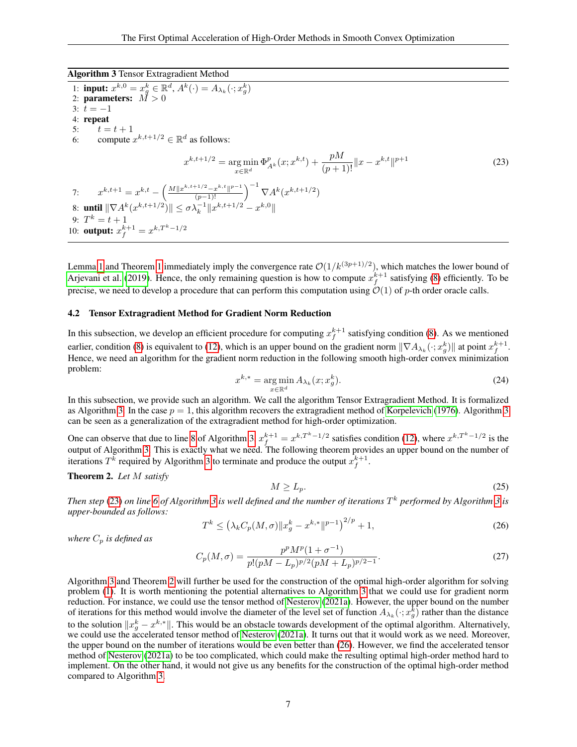**Algorithm 3** Tensor Extragradient Method

1: **input:** $x^{k,0} = x_g^k \in \mathbb{R}^d$, $A^k(\cdot) = A_{\lambda_k}(\cdot; x_g^k)$
2: **parameters:** $M > 0$
3: $t = -1$
4: **repeat**
5: $\quad t = t + 1$
6: $\quad$ compute $x^{k,t+1/2} \in \mathbb{R}^d$ as follows:

$$x^{k,t+1/2} = \operatorname*{arg\,min}_{x \in \mathbb{R}^d} \Phi^p_{A^k}(x; x^{k,t}) + \frac{pM}{(p+1)!}\|x - x^{k,t}\|^{p+1} \tag{23}$$

7: $\quad x^{k,t+1} = x^{k,t} - \left(\frac{M\|x^{k,t+1/2} - x^{k,t}\|^{p-1}}{(p-1)!}\right)^{-1} \nabla A^k(x^{k,t+1/2})$
8: **until** $\|\nabla A^k(x^{k,t+1/2})\| \le \sigma\lambda_k^{-1}\|x^{k,t+1/2} - x^{k,0}\|$
9: $T^k = t + 1$
10: **output:** $x_f^{k+1} = x^{k,T^k-1/2}$

Lemma 1 and Theorem 1 immediately imply the convergence rate $\mathcal{O}(1/k^{(3p+1)/2})$, which matches the lower bound of Arjevani et al. (2019). Hence, the only remaining question is how to compute $x_f^{k+1}$ satisfying (8) efficiently. To be precise, we need to develop a procedure that can perform this computation using $\mathcal{O}(1)$ of $p$-th order oracle calls.

### 4.2 Tensor Extragradient Method for Gradient Norm Reduction

In this subsection, we develop an efficient procedure for computing $x_f^{k+1}$ satisfying condition (8). As we mentioned earlier, condition (8) is equivalent to (12), which is an upper bound on the gradient norm $\|\nabla A_{\lambda_k}(\cdot; x_g^k)\|$ at point $x_f^{k+1}$. Hence, we need an algorithm for the gradient norm reduction in the following smooth high-order convex minimization problem:

$$x^{k,*} = \operatorname*{arg\,min}_{x \in \mathbb{R}^d} A_{\lambda_k}(x; x_g^k). \tag{24}$$

In this subsection, we provide such an algorithm. We call the algorithm Tensor Extragradient Method. It is formalized as Algorithm 3. In the case $p = 1$, this algorithm recovers the extragradient method of Korpelevich (1976). Algorithm 3 can be seen as a generalization of the extragradient method for high-order optimization.

One can observe that due to line 8 of Algorithm 3, $x_f^{k+1} = x^{k,T^k-1/2}$ satisfies condition (12), where $x^{k,T^k-1/2}$ is the output of Algorithm 3. This is exactly what we need. The following theorem provides an upper bound on the number of iterations $T^k$ required by Algorithm 3 to terminate and produce the output $x_f^{k+1}$.

**Theorem 2.** *Let $M$ satisfy*

$$M \ge L_p. \tag{25}$$

*Then step (23) on line 6 of Algorithm 3 is well defined and the number of iterations $T^k$ performed by Algorithm 3 is upper-bounded as follows:*

$$T^k \le \left(\lambda_k C_p(M,\sigma)\|x_g^k - x^{k,*}\|^{p-1}\right)^{2/p} + 1, \tag{26}$$

*where $C_p$ is defined as*

$$C_p(M,\sigma) = \frac{p^p M^p (1+\sigma^{-1})}{p!(pM - L_p)^{p/2}(pM + L_p)^{p/2-1}}. \tag{27}$$

Algorithm 3 and Theorem 2 will further be used for the construction of the optimal high-order algorithm for solving problem (1). It is worth mentioning the potential alternatives to Algorithm 3 that we could use for gradient norm reduction. For instance, we could use the tensor method of Nesterov (2021a). However, the upper bound on the number of iterations for this method would involve the diameter of the level set of function $A_{\lambda_k}(\cdot; x_g^k)$ rather than the distance to the solution $\|x_g^k - x^{k,*}\|$. This would be an obstacle towards development of the optimal algorithm. Alternatively, we could use the accelerated tensor method of Nesterov (2021a). It turns out that it would work as we need. Moreover, the upper bound on the number of iterations would be even better than (26). However, we find the accelerated tensor method of Nesterov (2021a) to be too complicated, which could make the resulting optimal high-order method hard to implement. On the other hand, it would not give us any benefits for the construction of the optimal high-order method compared to Algorithm 3.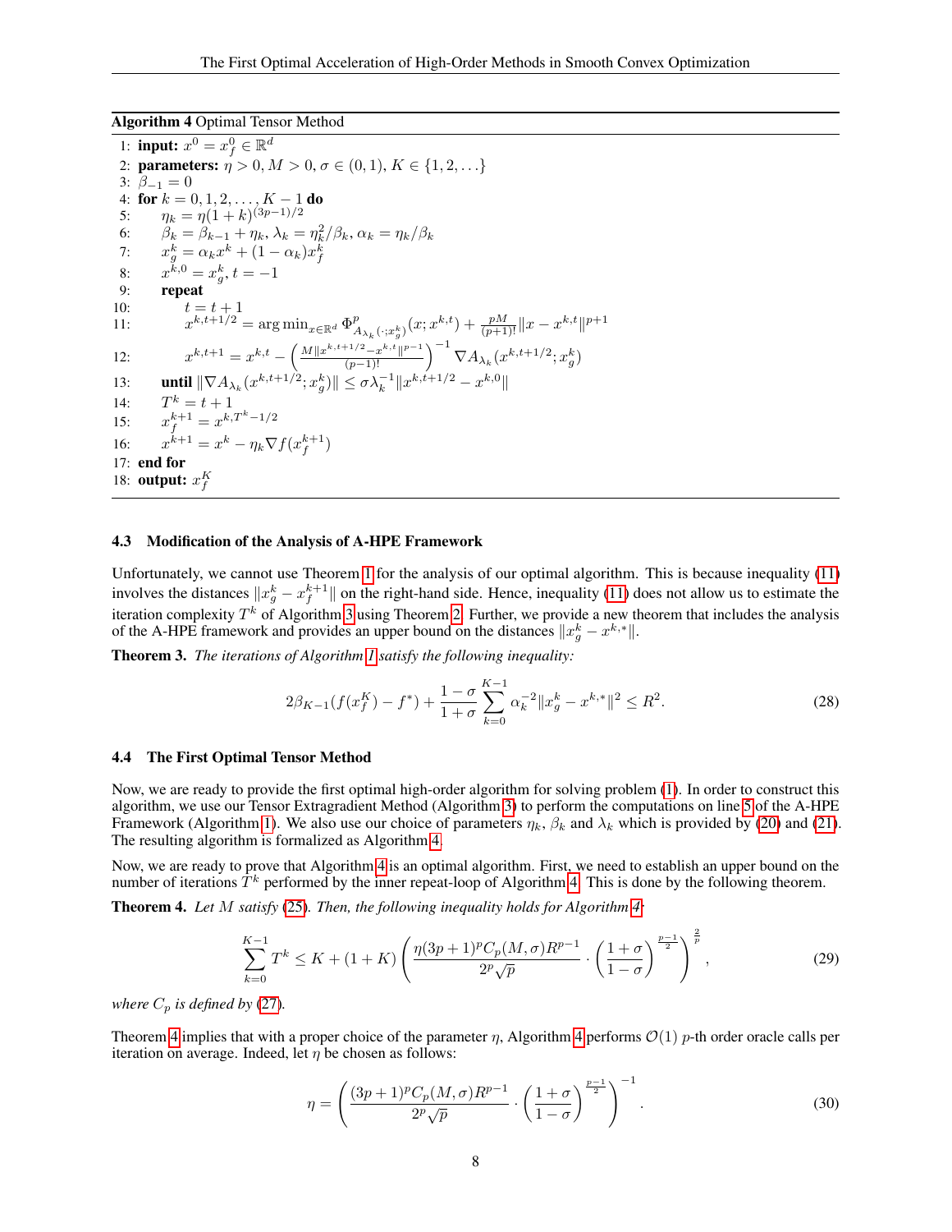**Algorithm 4** Optimal Tensor Method

```
1: input: x^0 = x_f^0 ∈ R^d
2: parameters: η > 0, M > 0, σ ∈ (0,1), K ∈ {1,2,...}
3: β_{-1} = 0
4: for k = 0,1,2,...,K-1 do
5:     η_k = η(1+k)^{(3p-1)/2}
6:     β_k = β_{k-1} + η_k, λ_k = η_k^2/β_k, α_k = η_k/β_k
7:     x_g^k = α_k x^k + (1-α_k) x_f^k
8:     x^{k,0} = x_g^k, t = -1
9:     repeat
10:        t = t + 1
11:        x^{k,t+1/2} = arg min_{x∈R^d} Φ^p_{A_{λ_k}(·;x_g^k)}(x; x^{k,t}) + (pM/(p+1)!) ||x - x^{k,t}||^{p+1}
12:        x^{k,t+1} = x^{k,t} - ( M||x^{k,t+1/2} - x^{k,t}||^{p-1} / (p-1)! )^{-1} ∇A_{λ_k}(x^{k,t+1/2}; x_g^k)
13:    until ||∇A_{λ_k}(x^{k,t+1/2}; x_g^k)|| ≤ σ λ_k^{-1} ||x^{k,t+1/2} - x^{k,0}||
14:    T^k = t + 1
15:    x_f^{k+1} = x^{k,T^k-1/2}
16:    x^{k+1} = x^k - η_k ∇f(x_f^{k+1})
17: end for
18: output: x_f^K
```

### 4.3 Modification of the Analysis of A-HPE Framework

Unfortunately, we cannot use Theorem 1 for the analysis of our optimal algorithm. This is because inequality (11) involves the distances $\|x_g^k - x_f^{k+1}\|$ on the right-hand side. Hence, inequality (11) does not allow us to estimate the iteration complexity $T^k$ of Algorithm 3 using Theorem 2. Further, we provide a new theorem that includes the analysis of the A-HPE framework and provides an upper bound on the distances $\|x_g^k - x^{k,*}\|$.

**Theorem 3.** *The iterations of Algorithm 1 satisfy the following inequality:*

$$2\beta_{K-1}(f(x_f^K) - f^*) + \frac{1-\sigma}{1+\sigma}\sum_{k=0}^{K-1}\alpha_k^{-2}\|x_g^k - x^{k,*}\|^2 \le R^2. \tag{28}$$

### 4.4 The First Optimal Tensor Method

Now, we are ready to provide the first optimal high-order algorithm for solving problem (1). In order to construct this algorithm, we use our Tensor Extragradient Method (Algorithm 3) to perform the computations on line 5 of the A-HPE Framework (Algorithm 1). We also use our choice of parameters $\eta_k$, $\beta_k$ and $\lambda_k$ which is provided by (20) and (21). The resulting algorithm is formalized as Algorithm 4.

Now, we are ready to prove that Algorithm 4 is an optimal algorithm. First, we need to establish an upper bound on the number of iterations $T^k$ performed by the inner repeat-loop of Algorithm 4. This is done by the following theorem.

**Theorem 4.** *Let $M$ satisfy (25). Then, the following inequality holds for Algorithm 4:*

$$\sum_{k=0}^{K-1} T^k \le K + (1+K)\left(\frac{\eta(3p+1)^p C_p(M,\sigma) R^{p-1}}{2^p\sqrt{p}} \cdot \left(\frac{1+\sigma}{1-\sigma}\right)^{\frac{p-1}{2}}\right)^{\frac{2}{p}}, \tag{29}$$

*where $C_p$ is defined by (27).*

Theorem 4 implies that with a proper choice of the parameter $\eta$, Algorithm 4 performs $\mathcal{O}(1)$ $p$-th order oracle calls per iteration on average. Indeed, let $\eta$ be chosen as follows:

$$\eta = \left(\frac{(3p+1)^p C_p(M,\sigma) R^{p-1}}{2^p\sqrt{p}} \cdot \left(\frac{1+\sigma}{1-\sigma}\right)^{\frac{p-1}{2}}\right)^{-1}. \tag{30}$$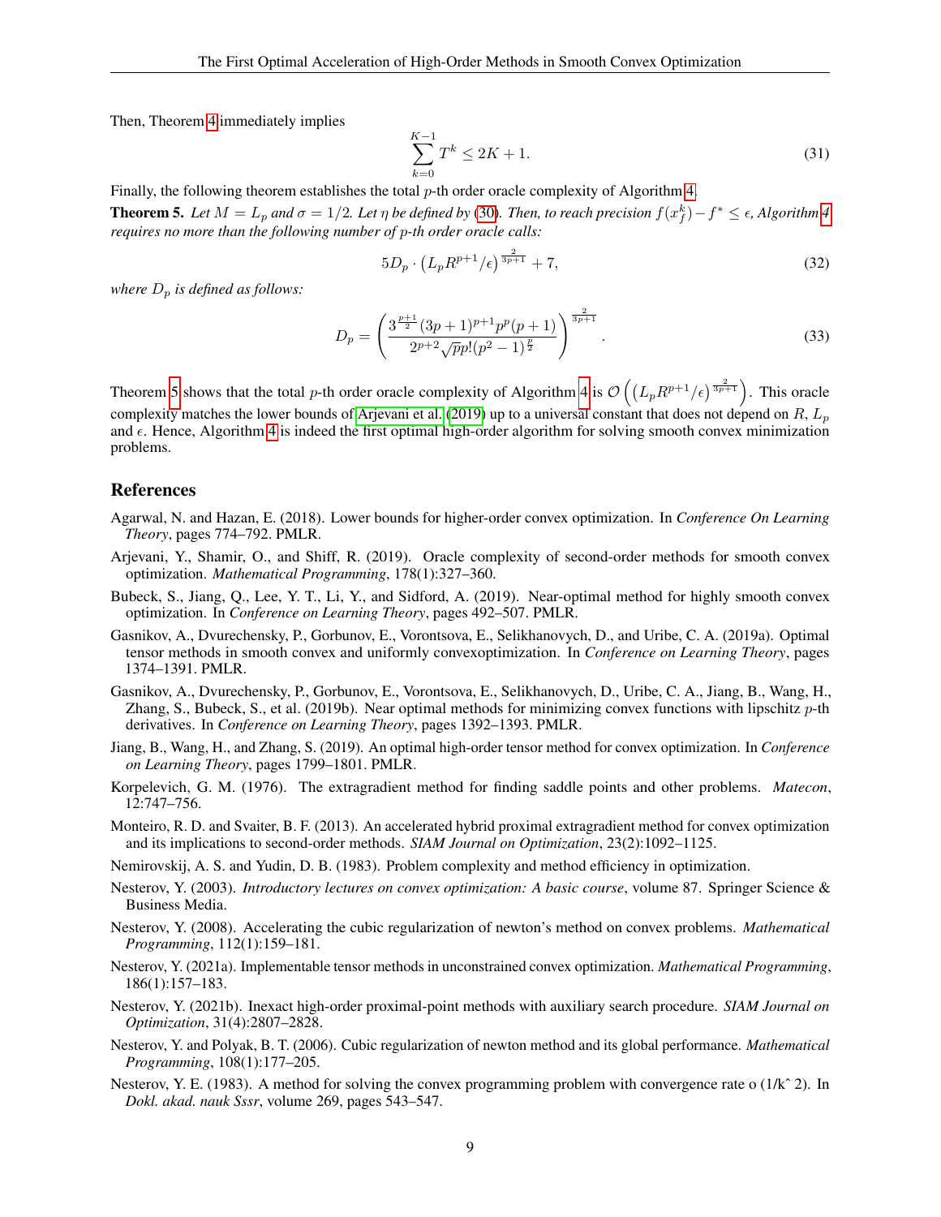Then, Theorem 4 immediately implies

$$\sum_{k=0}^{K-1} T^k \leq 2K + 1. \tag{31}$$

Finally, the following theorem establishes the total $p$-th order oracle complexity of Algorithm 4.

**Theorem 5.** *Let $M = L_p$ and $\sigma = 1/2$. Let $\eta$ be defined by (30). Then, to reach precision $f(x_f^k) - f^* \leq \epsilon$, Algorithm 4 requires no more than the following number of $p$-th order oracle calls:*

$$5D_p \cdot \left(L_p R^{p+1}/\epsilon\right)^{\frac{2}{3p+1}} + 7, \tag{32}$$

*where $D_p$ is defined as follows:*

$$D_p = \left( \frac{3^{\frac{p+1}{2}}(3p+1)^{p+1} p^p (p+1)}{2^{p+2}\sqrt{p}\, p!(p^2-1)^{\frac{p}{2}}} \right)^{\frac{2}{3p+1}}. \tag{33}$$

Theorem 5 shows that the total $p$-th order oracle complexity of Algorithm 4 is $\mathcal{O}\left(\left(L_p R^{p+1}/\epsilon\right)^{\frac{2}{3p+1}}\right)$. This oracle complexity matches the lower bounds of Arjevani et al. (2019) up to a universal constant that does not depend on $R$, $L_p$ and $\epsilon$. Hence, Algorithm 4 is indeed the first optimal high-order algorithm for solving smooth convex minimization problems.

## References

Agarwal, N. and Hazan, E. (2018). Lower bounds for higher-order convex optimization. In *Conference On Learning Theory*, pages 774–792. PMLR.

Arjevani, Y., Shamir, O., and Shiff, R. (2019). Oracle complexity of second-order methods for smooth convex optimization. *Mathematical Programming*, 178(1):327–360.

Bubeck, S., Jiang, Q., Lee, Y. T., Li, Y., and Sidford, A. (2019). Near-optimal method for highly smooth convex optimization. In *Conference on Learning Theory*, pages 492–507. PMLR.

Gasnikov, A., Dvurechensky, P., Gorbunov, E., Vorontsova, E., Selikhanovych, D., and Uribe, C. A. (2019a). Optimal tensor methods in smooth convex and uniformly convexoptimization. In *Conference on Learning Theory*, pages 1374–1391. PMLR.

Gasnikov, A., Dvurechensky, P., Gorbunov, E., Vorontsova, E., Selikhanovych, D., Uribe, C. A., Jiang, B., Wang, H., Zhang, S., Bubeck, S., et al. (2019b). Near optimal methods for minimizing convex functions with lipschitz $p$-th derivatives. In *Conference on Learning Theory*, pages 1392–1393. PMLR.

Jiang, B., Wang, H., and Zhang, S. (2019). An optimal high-order tensor method for convex optimization. In *Conference on Learning Theory*, pages 1799–1801. PMLR.

Korpelevich, G. M. (1976). The extragradient method for finding saddle points and other problems. *Matecon*, 12:747–756.

Monteiro, R. D. and Svaiter, B. F. (2013). An accelerated hybrid proximal extragradient method for convex optimization and its implications to second-order methods. *SIAM Journal on Optimization*, 23(2):1092–1125.

Nemirovskij, A. S. and Yudin, D. B. (1983). Problem complexity and method efficiency in optimization.

Nesterov, Y. (2003). *Introductory lectures on convex optimization: A basic course*, volume 87. Springer Science & Business Media.

Nesterov, Y. (2008). Accelerating the cubic regularization of newton's method on convex problems. *Mathematical Programming*, 112(1):159–181.

Nesterov, Y. (2021a). Implementable tensor methods in unconstrained convex optimization. *Mathematical Programming*, 186(1):157–183.

Nesterov, Y. (2021b). Inexact high-order proximal-point methods with auxiliary search procedure. *SIAM Journal on Optimization*, 31(4):2807–2828.

Nesterov, Y. and Polyak, B. T. (2006). Cubic regularization of newton method and its global performance. *Mathematical Programming*, 108(1):177–205.

Nesterov, Y. E. (1983). A method for solving the convex programming problem with convergence rate o (1/kˆ 2). In *Dokl. akad. nauk Sssr*, volume 269, pages 543–547.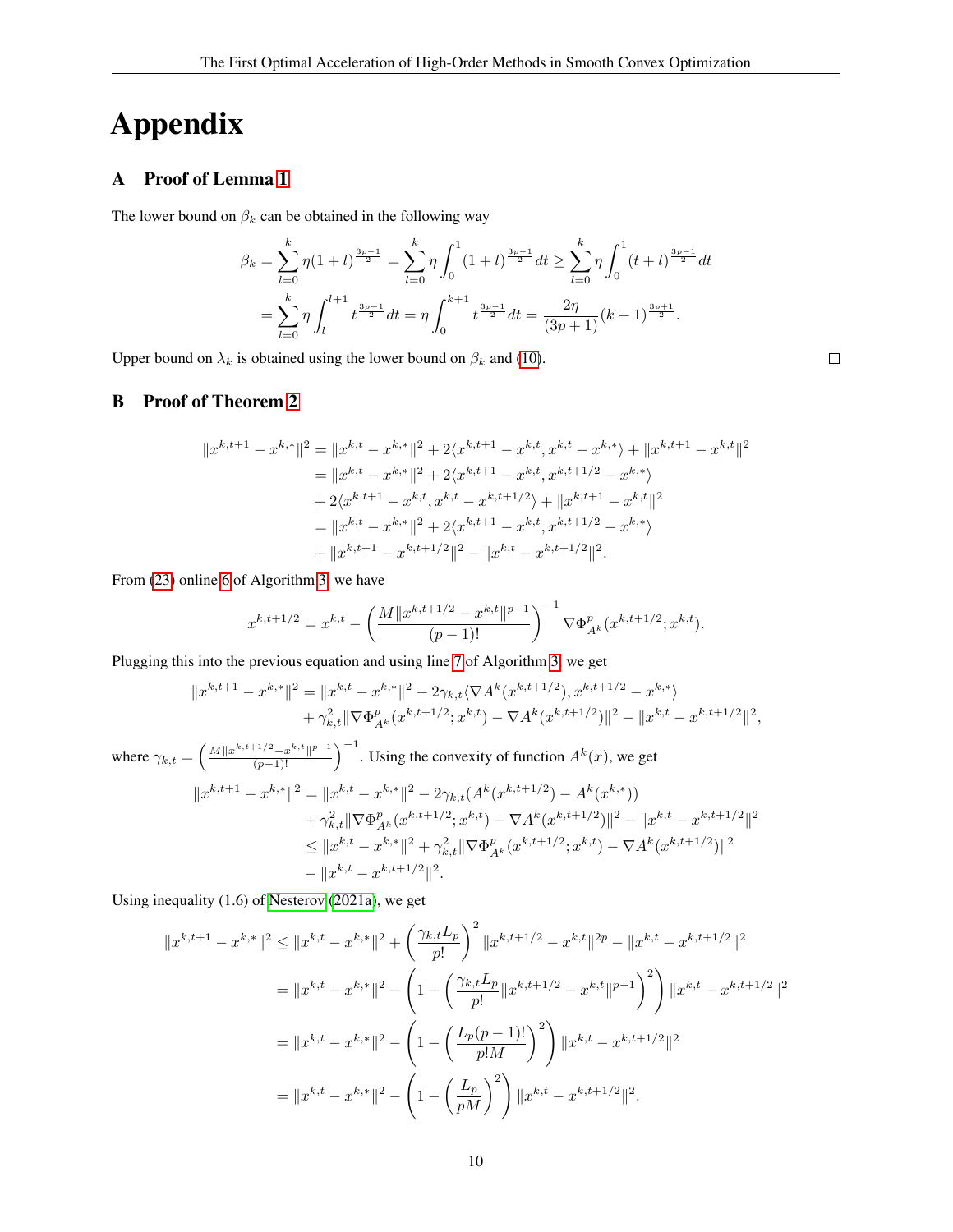# Appendix

## A Proof of Lemma 1

The lower bound on $\beta_k$ can be obtained in the following way

$$
\begin{aligned}
\beta_k &= \sum_{l=0}^{k} \eta (1+l)^{\frac{3p-1}{2}} = \sum_{l=0}^{k} \eta \int_0^1 (1+l)^{\frac{3p-1}{2}} dt \geq \sum_{l=0}^{k} \eta \int_0^1 (t+l)^{\frac{3p-1}{2}} dt \\
&= \sum_{l=0}^{k} \eta \int_l^{l+1} t^{\frac{3p-1}{2}} dt = \eta \int_0^{k+1} t^{\frac{3p-1}{2}} dt = \frac{2\eta}{(3p+1)} (k+1)^{\frac{3p+1}{2}}.
\end{aligned}
$$

Upper bound on $\lambda_k$ is obtained using the lower bound on $\beta_k$ and (10). □

## B Proof of Theorem 2

$$
\begin{aligned}
\|x^{k,t+1} - x^{k,*}\|^2 &= \|x^{k,t} - x^{k,*}\|^2 + 2\langle x^{k,t+1} - x^{k,t}, x^{k,t} - x^{k,*}\rangle + \|x^{k,t+1} - x^{k,t}\|^2 \\
&= \|x^{k,t} - x^{k,*}\|^2 + 2\langle x^{k,t+1} - x^{k,t}, x^{k,t+1/2} - x^{k,*}\rangle \\
&\quad + 2\langle x^{k,t+1} - x^{k,t}, x^{k,t} - x^{k,t+1/2}\rangle + \|x^{k,t+1} - x^{k,t}\|^2 \\
&= \|x^{k,t} - x^{k,*}\|^2 + 2\langle x^{k,t+1} - x^{k,t}, x^{k,t+1/2} - x^{k,*}\rangle \\
&\quad + \|x^{k,t+1} - x^{k,t+1/2}\|^2 - \|x^{k,t} - x^{k,t+1/2}\|^2.
\end{aligned}
$$

From (23) online 6 of Algorithm 3, we have

$$
x^{k,t+1/2} = x^{k,t} - \left(\frac{M\|x^{k,t+1/2} - x^{k,t}\|^{p-1}}{(p-1)!}\right)^{-1} \nabla \Phi^p_{A^k}(x^{k,t+1/2}; x^{k,t}).
$$

Plugging this into the previous equation and using line 7 of Algorithm 3, we get

$$
\begin{aligned}
\|x^{k,t+1} - x^{k,*}\|^2 &= \|x^{k,t} - x^{k,*}\|^2 - 2\gamma_{k,t}\langle \nabla A^k(x^{k,t+1/2}), x^{k,t+1/2} - x^{k,*}\rangle \\
&\quad + \gamma_{k,t}^2 \|\nabla \Phi^p_{A^k}(x^{k,t+1/2}; x^{k,t}) - \nabla A^k(x^{k,t+1/2})\|^2 - \|x^{k,t} - x^{k,t+1/2}\|^2,
\end{aligned}
$$

where $\gamma_{k,t} = \left(\frac{M\|x^{k,t+1/2} - x^{k,t}\|^{p-1}}{(p-1)!}\right)^{-1}$. Using the convexity of function $A^k(x)$, we get

$$
\begin{aligned}
\|x^{k,t+1} - x^{k,*}\|^2 &= \|x^{k,t} - x^{k,*}\|^2 - 2\gamma_{k,t}(A^k(x^{k,t+1/2}) - A^k(x^{k,*})) \\
&\quad + \gamma_{k,t}^2 \|\nabla \Phi^p_{A^k}(x^{k,t+1/2}; x^{k,t}) - \nabla A^k(x^{k,t+1/2})\|^2 - \|x^{k,t} - x^{k,t+1/2}\|^2 \\
&\leq \|x^{k,t} - x^{k,*}\|^2 + \gamma_{k,t}^2 \|\nabla \Phi^p_{A^k}(x^{k,t+1/2}; x^{k,t}) - \nabla A^k(x^{k,t+1/2})\|^2 \\
&\quad - \|x^{k,t} - x^{k,t+1/2}\|^2.
\end{aligned}
$$

Using inequality (1.6) of Nesterov (2021a), we get

$$
\begin{aligned}
\|x^{k,t+1} - x^{k,*}\|^2 &\leq \|x^{k,t} - x^{k,*}\|^2 + \left(\frac{\gamma_{k,t} L_p}{p!}\right)^2 \|x^{k,t+1/2} - x^{k,t}\|^{2p} - \|x^{k,t} - x^{k,t+1/2}\|^2 \\
&= \|x^{k,t} - x^{k,*}\|^2 - \left(1 - \left(\frac{\gamma_{k,t} L_p}{p!}\|x^{k,t+1/2} - x^{k,t}\|^{p-1}\right)^2\right) \|x^{k,t} - x^{k,t+1/2}\|^2 \\
&= \|x^{k,t} - x^{k,*}\|^2 - \left(1 - \left(\frac{L_p (p-1)!}{p! M}\right)^2\right) \|x^{k,t} - x^{k,t+1/2}\|^2 \\
&= \|x^{k,t} - x^{k,*}\|^2 - \left(1 - \left(\frac{L_p}{pM}\right)^2\right) \|x^{k,t} - x^{k,t+1/2}\|^2.
\end{aligned}
$$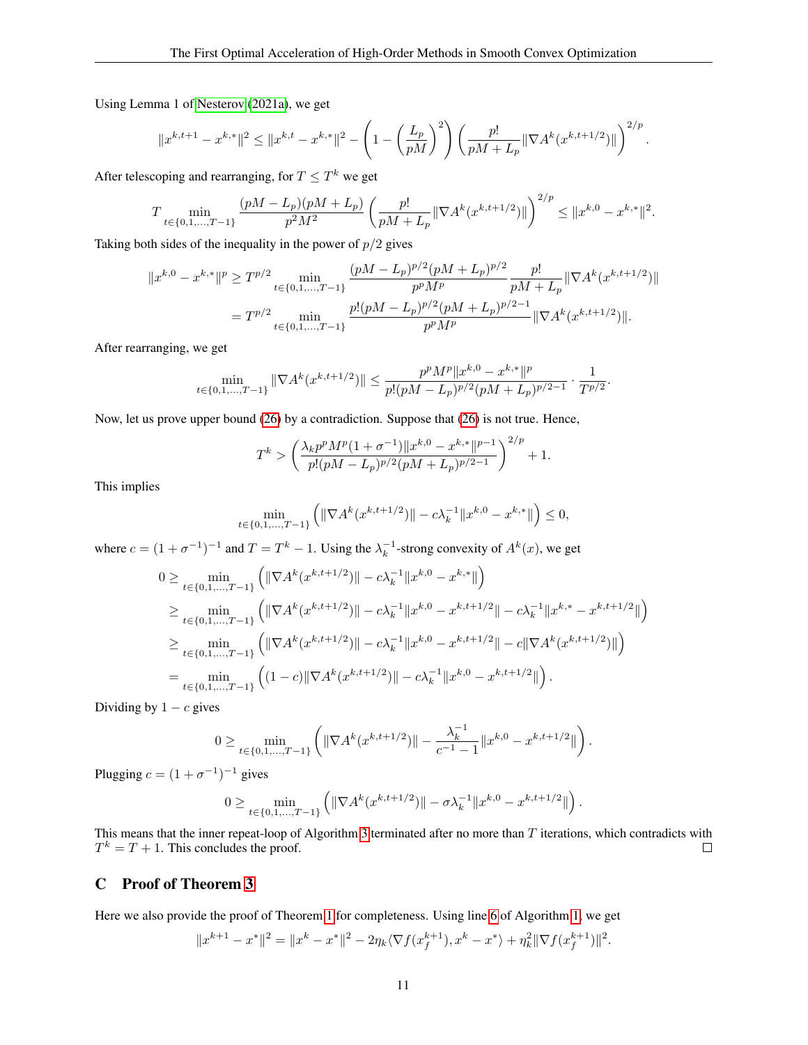Using Lemma 1 of Nesterov (2021a), we get

$$\|x^{k,t+1} - x^{k,*}\|^2 \le \|x^{k,t} - x^{k,*}\|^2 - \left(1 - \left(\frac{L_p}{pM}\right)^2\right)\left(\frac{p!}{pM + L_p}\|\nabla A^k(x^{k,t+1/2})\|\right)^{2/p}.$$

After telescoping and rearranging, for $T \le T^k$ we get

$$T \min_{t \in \{0,1,\dots,T-1\}} \frac{(pM - L_p)(pM + L_p)}{p^2 M^2}\left(\frac{p!}{pM + L_p}\|\nabla A^k(x^{k,t+1/2})\|\right)^{2/p} \le \|x^{k,0} - x^{k,*}\|^2.$$

Taking both sides of the inequality in the power of $p/2$ gives

$$\begin{aligned}
\|x^{k,0} - x^{k,*}\|^p &\ge T^{p/2} \min_{t \in \{0,1,\dots,T-1\}} \frac{(pM - L_p)^{p/2}(pM + L_p)^{p/2}}{p^p M^p} \frac{p!}{pM + L_p}\|\nabla A^k(x^{k,t+1/2})\| \\
&= T^{p/2} \min_{t \in \{0,1,\dots,T-1\}} \frac{p!(pM - L_p)^{p/2}(pM + L_p)^{p/2-1}}{p^p M^p}\|\nabla A^k(x^{k,t+1/2})\|.
\end{aligned}$$

After rearranging, we get

$$\min_{t \in \{0,1,\dots,T-1\}} \|\nabla A^k(x^{k,t+1/2})\| \le \frac{p^p M^p \|x^{k,0} - x^{k,*}\|^p}{p!(pM - L_p)^{p/2}(pM + L_p)^{p/2-1}} \cdot \frac{1}{T^{p/2}}.$$

Now, let us prove upper bound (26) by a contradiction. Suppose that (26) is not true. Hence,

$$T^k > \left(\frac{\lambda_k p^p M^p (1 + \sigma^{-1})\|x^{k,0} - x^{k,*}\|^{p-1}}{p!(pM - L_p)^{p/2}(pM + L_p)^{p/2-1}}\right)^{2/p} + 1.$$

This implies

$$\min_{t \in \{0,1,\dots,T-1\}} \left(\|\nabla A^k(x^{k,t+1/2})\| - c\lambda_k^{-1}\|x^{k,0} - x^{k,*}\|\right) \le 0,$$

where $c = (1 + \sigma^{-1})^{-1}$ and $T = T^k - 1$. Using the $\lambda_k^{-1}$-strong convexity of $A^k(x)$, we get

$$\begin{aligned}
0 &\ge \min_{t \in \{0,1,\dots,T-1\}} \left(\|\nabla A^k(x^{k,t+1/2})\| - c\lambda_k^{-1}\|x^{k,0} - x^{k,*}\|\right) \\
&\ge \min_{t \in \{0,1,\dots,T-1\}} \left(\|\nabla A^k(x^{k,t+1/2})\| - c\lambda_k^{-1}\|x^{k,0} - x^{k,t+1/2}\| - c\lambda_k^{-1}\|x^{k,*} - x^{k,t+1/2}\|\right) \\
&\ge \min_{t \in \{0,1,\dots,T-1\}} \left(\|\nabla A^k(x^{k,t+1/2})\| - c\lambda_k^{-1}\|x^{k,0} - x^{k,t+1/2}\| - c\|\nabla A^k(x^{k,t+1/2})\|\right) \\
&= \min_{t \in \{0,1,\dots,T-1\}} \left((1 - c)\|\nabla A^k(x^{k,t+1/2})\| - c\lambda_k^{-1}\|x^{k,0} - x^{k,t+1/2}\|\right).
\end{aligned}$$

Dividing by $1 - c$ gives

$$0 \ge \min_{t \in \{0,1,\dots,T-1\}} \left(\|\nabla A^k(x^{k,t+1/2})\| - \frac{\lambda_k^{-1}}{c^{-1} - 1}\|x^{k,0} - x^{k,t+1/2}\|\right).$$

Plugging $c = (1 + \sigma^{-1})^{-1}$ gives

$$0 \ge \min_{t \in \{0,1,\dots,T-1\}} \left(\|\nabla A^k(x^{k,t+1/2})\| - \sigma\lambda_k^{-1}\|x^{k,0} - x^{k,t+1/2}\|\right).$$

This means that the inner repeat-loop of Algorithm 3 terminated after no more than $T$ iterations, which contradicts with $T^k = T + 1$. This concludes the proof. □

## C Proof of Theorem 3

Here we also provide the proof of Theorem 1 for completeness. Using line 6 of Algorithm 1, we get

$$\|x^{k+1} - x^*\|^2 = \|x^k - x^*\|^2 - 2\eta_k\langle\nabla f(x_f^{k+1}), x^k - x^*\rangle + \eta_k^2\|\nabla f(x_f^{k+1})\|^2.$$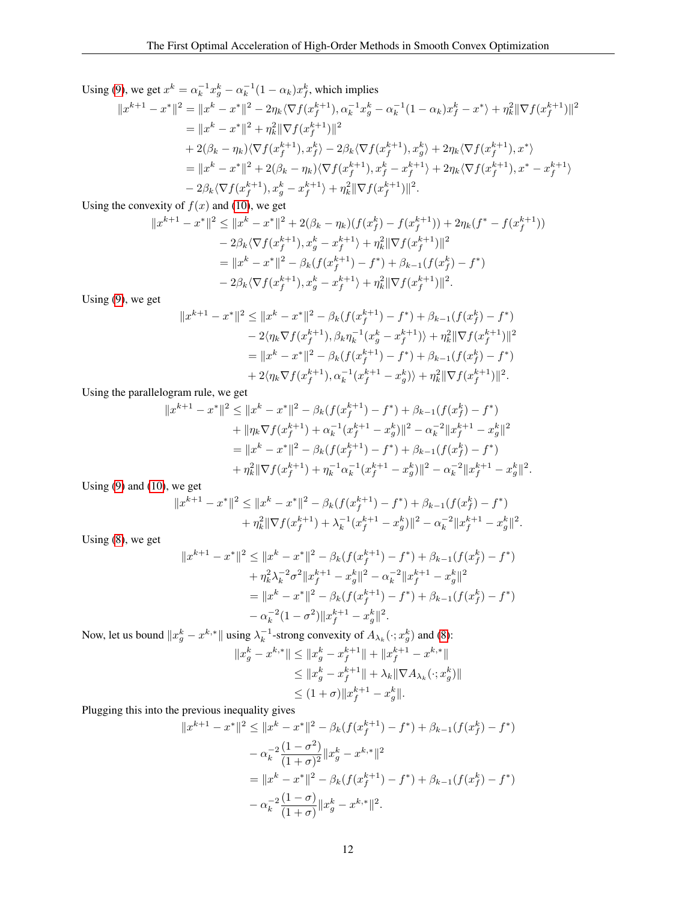Using (9), we get $x^k = \alpha_k^{-1} x_g^k - \alpha_k^{-1}(1-\alpha_k) x_f^k$, which implies

$$
\begin{aligned}
\|x^{k+1} - x^*\|^2 &= \|x^k - x^*\|^2 - 2\eta_k \langle \nabla f(x_f^{k+1}), \alpha_k^{-1} x_g^k - \alpha_k^{-1}(1-\alpha_k) x_f^k - x^* \rangle + \eta_k^2 \|\nabla f(x_f^{k+1})\|^2 \\
&= \|x^k - x^*\|^2 + \eta_k^2 \|\nabla f(x_f^{k+1})\|^2 \\
&\quad + 2(\beta_k - \eta_k)\langle \nabla f(x_f^{k+1}), x_f^k \rangle - 2\beta_k \langle \nabla f(x_f^{k+1}), x_g^k \rangle + 2\eta_k \langle \nabla f(x_f^{k+1}), x^* \rangle \\
&= \|x^k - x^*\|^2 + 2(\beta_k - \eta_k)\langle \nabla f(x_f^{k+1}), x_f^k - x_f^{k+1} \rangle + 2\eta_k \langle \nabla f(x_f^{k+1}), x^* - x_f^{k+1} \rangle \\
&\quad - 2\beta_k \langle \nabla f(x_f^{k+1}), x_g^k - x_f^{k+1} \rangle + \eta_k^2 \|\nabla f(x_f^{k+1})\|^2.
\end{aligned}
$$

Using the convexity of $f(x)$ and (10), we get

$$
\begin{aligned}
\|x^{k+1} - x^*\|^2 &\le \|x^k - x^*\|^2 + 2(\beta_k - \eta_k)(f(x_f^k) - f(x_f^{k+1})) + 2\eta_k (f^* - f(x_f^{k+1})) \\
&\quad - 2\beta_k \langle \nabla f(x_f^{k+1}), x_g^k - x_f^{k+1} \rangle + \eta_k^2 \|\nabla f(x_f^{k+1})\|^2 \\
&= \|x^k - x^*\|^2 - \beta_k (f(x_f^{k+1}) - f^*) + \beta_{k-1}(f(x_f^k) - f^*) \\
&\quad - 2\beta_k \langle \nabla f(x_f^{k+1}), x_g^k - x_f^{k+1} \rangle + \eta_k^2 \|\nabla f(x_f^{k+1})\|^2.
\end{aligned}
$$

Using (9), we get

$$
\begin{aligned}
\|x^{k+1} - x^*\|^2 &\le \|x^k - x^*\|^2 - \beta_k (f(x_f^{k+1}) - f^*) + \beta_{k-1}(f(x_f^k) - f^*) \\
&\quad - 2\langle \eta_k \nabla f(x_f^{k+1}), \beta_k \eta_k^{-1}(x_g^k - x_f^{k+1}) \rangle + \eta_k^2 \|\nabla f(x_f^{k+1})\|^2 \\
&= \|x^k - x^*\|^2 - \beta_k (f(x_f^{k+1}) - f^*) + \beta_{k-1}(f(x_f^k) - f^*) \\
&\quad + 2\langle \eta_k \nabla f(x_f^{k+1}), \alpha_k^{-1}(x_f^{k+1} - x_g^k) \rangle + \eta_k^2 \|\nabla f(x_f^{k+1})\|^2.
\end{aligned}
$$

Using the parallelogram rule, we get

$$
\begin{aligned}
\|x^{k+1} - x^*\|^2 &\le \|x^k - x^*\|^2 - \beta_k (f(x_f^{k+1}) - f^*) + \beta_{k-1}(f(x_f^k) - f^*) \\
&\quad + \|\eta_k \nabla f(x_f^{k+1}) + \alpha_k^{-1}(x_f^{k+1} - x_g^k)\|^2 - \alpha_k^{-2} \|x_f^{k+1} - x_g^k\|^2 \\
&= \|x^k - x^*\|^2 - \beta_k (f(x_f^{k+1}) - f^*) + \beta_{k-1}(f(x_f^k) - f^*) \\
&\quad + \eta_k^2 \|\nabla f(x_f^{k+1}) + \eta_k^{-1}\alpha_k^{-1}(x_f^{k+1} - x_g^k)\|^2 - \alpha_k^{-2} \|x_f^{k+1} - x_g^k\|^2.
\end{aligned}
$$

Using (9) and (10), we get

$$
\begin{aligned}
\|x^{k+1} - x^*\|^2 &\le \|x^k - x^*\|^2 - \beta_k (f(x_f^{k+1}) - f^*) + \beta_{k-1}(f(x_f^k) - f^*) \\
&\quad + \eta_k^2 \|\nabla f(x_f^{k+1}) + \lambda_k^{-1}(x_f^{k+1} - x_g^k)\|^2 - \alpha_k^{-2} \|x_f^{k+1} - x_g^k\|^2.
\end{aligned}
$$

Using (8), we get

$$
\begin{aligned}
\|x^{k+1} - x^*\|^2 &\le \|x^k - x^*\|^2 - \beta_k (f(x_f^{k+1}) - f^*) + \beta_{k-1}(f(x_f^k) - f^*) \\
&\quad + \eta_k^2 \lambda_k^{-2} \sigma^2 \|x_f^{k+1} - x_g^k\|^2 - \alpha_k^{-2} \|x_f^{k+1} - x_g^k\|^2 \\
&= \|x^k - x^*\|^2 - \beta_k (f(x_f^{k+1}) - f^*) + \beta_{k-1}(f(x_f^k) - f^*) \\
&\quad - \alpha_k^{-2}(1 - \sigma^2) \|x_f^{k+1} - x_g^k\|^2.
\end{aligned}
$$

Now, let us bound $\|x_g^k - x^{k,*}\|$ using $\lambda_k^{-1}$-strong convexity of $A_{\lambda_k}(\cdot; x_g^k)$ and (8):

$$
\begin{aligned}
\|x_g^k - x^{k,*}\| &\le \|x_g^k - x_f^{k+1}\| + \|x_f^{k+1} - x^{k,*}\| \\
&\le \|x_g^k - x_f^{k+1}\| + \lambda_k \|\nabla A_{\lambda_k}(\cdot; x_g^k)\| \\
&\le (1 + \sigma)\|x_f^{k+1} - x_g^k\|.
\end{aligned}
$$

Plugging this into the previous inequality gives

$$
\begin{aligned}
\|x^{k+1} - x^*\|^2 &\le \|x^k - x^*\|^2 - \beta_k (f(x_f^{k+1}) - f^*) + \beta_{k-1}(f(x_f^k) - f^*) \\
&\quad - \alpha_k^{-2} \frac{(1 - \sigma^2)}{(1 + \sigma)^2} \|x_g^k - x^{k,*}\|^2 \\
&= \|x^k - x^*\|^2 - \beta_k (f(x_f^{k+1}) - f^*) + \beta_{k-1}(f(x_f^k) - f^*) \\
&\quad - \alpha_k^{-2} \frac{(1 - \sigma)}{(1 + \sigma)} \|x_g^k - x^{k,*}\|^2.
\end{aligned}
$$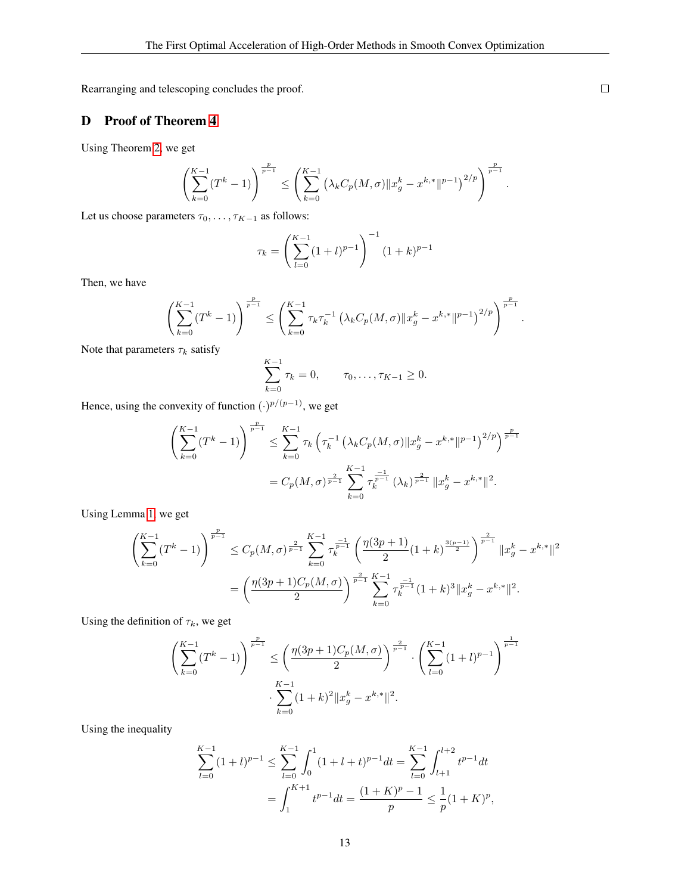Rearranging and telescoping concludes the proof. □

## D Proof of Theorem 4

Using Theorem 2, we get

$$\left(\sum_{k=0}^{K-1}(T^k-1)\right)^{\frac{p}{p-1}} \leq \left(\sum_{k=0}^{K-1}\left(\lambda_k C_p(M,\sigma)\|x_g^k - x^{k,*}\|^{p-1}\right)^{2/p}\right)^{\frac{p}{p-1}}.$$

Let us choose parameters $\tau_0,\ldots,\tau_{K-1}$ as follows:

$$\tau_k = \left(\sum_{l=0}^{K-1}(1+l)^{p-1}\right)^{-1}(1+k)^{p-1}$$

Then, we have

$$\left(\sum_{k=0}^{K-1}(T^k-1)\right)^{\frac{p}{p-1}} \leq \left(\sum_{k=0}^{K-1}\tau_k\tau_k^{-1}\left(\lambda_k C_p(M,\sigma)\|x_g^k - x^{k,*}\|^{p-1}\right)^{2/p}\right)^{\frac{p}{p-1}}.$$

Note that parameters $\tau_k$ satisfy

$$\sum_{k=0}^{K-1}\tau_k = 0, \qquad \tau_0,\ldots,\tau_{K-1} \geq 0.$$

Hence, using the convexity of function $(\cdot)^{p/(p-1)}$, we get

$$\begin{aligned}
\left(\sum_{k=0}^{K-1}(T^k-1)\right)^{\frac{p}{p-1}} &\leq \sum_{k=0}^{K-1}\tau_k\left(\tau_k^{-1}\left(\lambda_k C_p(M,\sigma)\|x_g^k - x^{k,*}\|^{p-1}\right)^{2/p}\right)^{\frac{p}{p-1}} \\
&= C_p(M,\sigma)^{\frac{2}{p-1}}\sum_{k=0}^{K-1}\tau_k^{\frac{-1}{p-1}}(\lambda_k)^{\frac{2}{p-1}}\|x_g^k - x^{k,*}\|^2.
\end{aligned}$$

Using Lemma 1, we get

$$\begin{aligned}
\left(\sum_{k=0}^{K-1}(T^k-1)\right)^{\frac{p}{p-1}} &\leq C_p(M,\sigma)^{\frac{2}{p-1}}\sum_{k=0}^{K-1}\tau_k^{\frac{-1}{p-1}}\left(\frac{\eta(3p+1)}{2}(1+k)^{\frac{3(p-1)}{2}}\right)^{\frac{2}{p-1}}\|x_g^k - x^{k,*}\|^2 \\
&= \left(\frac{\eta(3p+1)C_p(M,\sigma)}{2}\right)^{\frac{2}{p-1}}\sum_{k=0}^{K-1}\tau_k^{\frac{-1}{p-1}}(1+k)^3\|x_g^k - x^{k,*}\|^2.
\end{aligned}$$

Using the definition of $\tau_k$, we get

$$\begin{aligned}
\left(\sum_{k=0}^{K-1}(T^k-1)\right)^{\frac{p}{p-1}} \leq \left(\frac{\eta(3p+1)C_p(M,\sigma)}{2}\right)^{\frac{2}{p-1}}\cdot\left(\sum_{l=0}^{K-1}(1+l)^{p-1}\right)^{\frac{1}{p-1}} \\
\cdot\sum_{k=0}^{K-1}(1+k)^2\|x_g^k - x^{k,*}\|^2.
\end{aligned}$$

Using the inequality

$$\begin{aligned}
\sum_{l=0}^{K-1}(1+l)^{p-1} &\leq \sum_{l=0}^{K-1}\int_0^1(1+l+t)^{p-1}dt = \sum_{l=0}^{K-1}\int_{l+1}^{l+2}t^{p-1}dt \\
&= \int_1^{K+1}t^{p-1}dt = \frac{(1+K)^p-1}{p} \leq \frac{1}{p}(1+K)^p,
\end{aligned}$$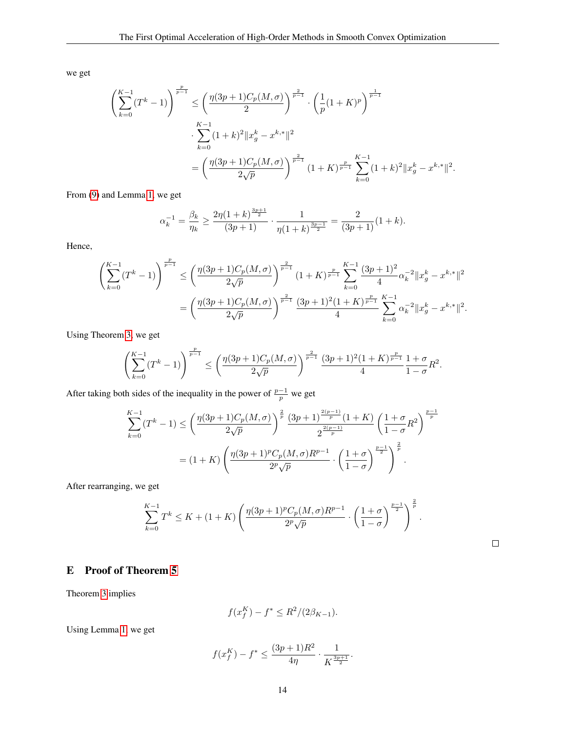we get

$$\left(\sum_{k=0}^{K-1}(T^k-1)\right)^{\frac{p}{p-1}} \leq \left(\frac{\eta(3p+1)C_p(M,\sigma)}{2}\right)^{\frac{2}{p-1}} \cdot \left(\frac{1}{p}(1+K)^p\right)^{\frac{1}{p-1}}$$

$$\cdot \sum_{k=0}^{K-1}(1+k)^2\|x_g^k - x^{k,*}\|^2$$

$$= \left(\frac{\eta(3p+1)C_p(M,\sigma)}{2\sqrt{p}}\right)^{\frac{2}{p-1}} (1+K)^{\frac{p}{p-1}} \sum_{k=0}^{K-1}(1+k)^2\|x_g^k - x^{k,*}\|^2.$$

From (9) and Lemma 1, we get

$$\alpha_k^{-1} = \frac{\beta_k}{\eta_k} \geq \frac{2\eta(1+k)^{\frac{3p+1}{2}}}{(3p+1)} \cdot \frac{1}{\eta(1+k)^{\frac{3p-1}{2}}} = \frac{2}{(3p+1)}(1+k).$$

Hence,

$$\left(\sum_{k=0}^{K-1}(T^k-1)\right)^{\frac{p}{p-1}} \leq \left(\frac{\eta(3p+1)C_p(M,\sigma)}{2\sqrt{p}}\right)^{\frac{2}{p-1}} (1+K)^{\frac{p}{p-1}} \sum_{k=0}^{K-1}\frac{(3p+1)^2}{4}\alpha_k^{-2}\|x_g^k - x^{k,*}\|^2$$

$$= \left(\frac{\eta(3p+1)C_p(M,\sigma)}{2\sqrt{p}}\right)^{\frac{2}{p-1}} \frac{(3p+1)^2(1+K)^{\frac{p}{p-1}}}{4} \sum_{k=0}^{K-1}\alpha_k^{-2}\|x_g^k - x^{k,*}\|^2.$$

Using Theorem 3, we get

$$\left(\sum_{k=0}^{K-1}(T^k-1)\right)^{\frac{p}{p-1}} \leq \left(\frac{\eta(3p+1)C_p(M,\sigma)}{2\sqrt{p}}\right)^{\frac{2}{p-1}} \frac{(3p+1)^2(1+K)^{\frac{p}{p-1}}}{4}\frac{1+\sigma}{1-\sigma}R^2.$$

After taking both sides of the inequality in the power of $\frac{p-1}{p}$ we get

$$\sum_{k=0}^{K-1}(T^k-1) \leq \left(\frac{\eta(3p+1)C_p(M,\sigma)}{2\sqrt{p}}\right)^{\frac{2}{p}} \frac{(3p+1)^{\frac{2(p-1)}{p}}(1+K)}{2^{\frac{2(p-1)}{p}}}\left(\frac{1+\sigma}{1-\sigma}R^2\right)^{\frac{p-1}{p}}$$

$$= (1+K)\left(\frac{\eta(3p+1)^p C_p(M,\sigma)R^{p-1}}{2^p\sqrt{p}} \cdot \left(\frac{1+\sigma}{1-\sigma}\right)^{\frac{p-1}{2}}\right)^{\frac{2}{p}}.$$

After rearranging, we get

$$\sum_{k=0}^{K-1}T^k \leq K + (1+K)\left(\frac{\eta(3p+1)^p C_p(M,\sigma)R^{p-1}}{2^p\sqrt{p}} \cdot \left(\frac{1+\sigma}{1-\sigma}\right)^{\frac{p-1}{2}}\right)^{\frac{2}{p}}.$$

□

## E Proof of Theorem 5

Theorem 3 implies

$$f(x_f^K) - f^* \leq R^2/(2\beta_{K-1}).$$

Using Lemma 1, we get

$$f(x_f^K) - f^* \leq \frac{(3p+1)R^2}{4\eta} \cdot \frac{1}{K^{\frac{3p+1}{2}}}.$$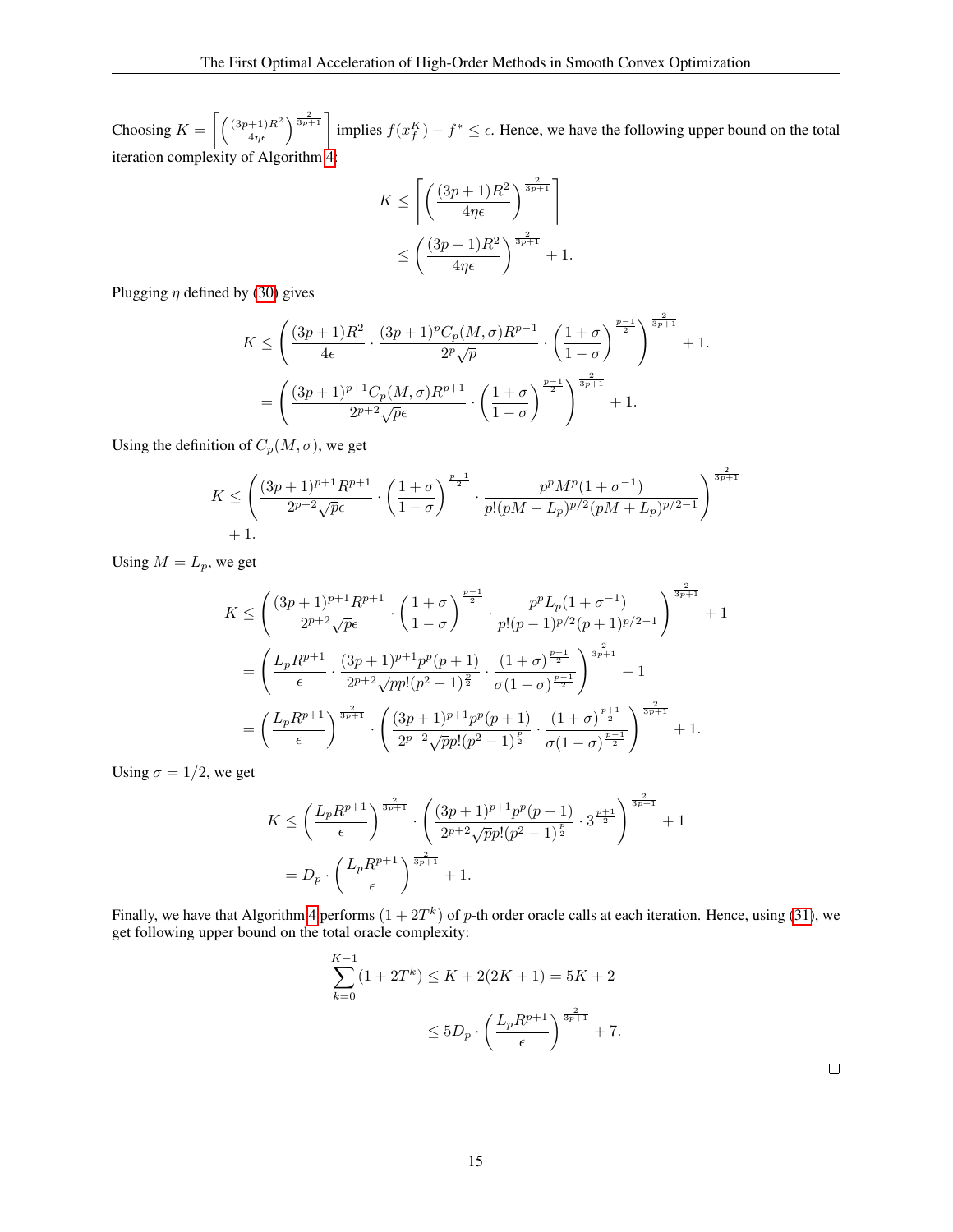Choosing $K = \left\lceil \left( \frac{(3p+1)R^2}{4\eta\epsilon} \right)^{\frac{2}{3p+1}} \right\rceil$ implies $f(x_f^K) - f^* \leq \epsilon$. Hence, we have the following upper bound on the total iteration complexity of Algorithm 4:

$$
\begin{aligned}
K &\leq \left\lceil \left( \frac{(3p+1)R^2}{4\eta\epsilon} \right)^{\frac{2}{3p+1}} \right\rceil \\
&\leq \left( \frac{(3p+1)R^2}{4\eta\epsilon} \right)^{\frac{2}{3p+1}} + 1.
\end{aligned}
$$

Plugging $\eta$ defined by (30) gives

$$
\begin{aligned}
K &\leq \left( \frac{(3p+1)R^2}{4\epsilon} \cdot \frac{(3p+1)^p C_p(M,\sigma) R^{p-1}}{2^p\sqrt{p}} \cdot \left( \frac{1+\sigma}{1-\sigma} \right)^{\frac{p-1}{2}} \right)^{\frac{2}{3p+1}} + 1. \\
&= \left( \frac{(3p+1)^{p+1} C_p(M,\sigma) R^{p+1}}{2^{p+2}\sqrt{p}\epsilon} \cdot \left( \frac{1+\sigma}{1-\sigma} \right)^{\frac{p-1}{2}} \right)^{\frac{2}{3p+1}} + 1.
\end{aligned}
$$

Using the definition of $C_p(M,\sigma)$, we get

$$
K \leq \left( \frac{(3p+1)^{p+1} R^{p+1}}{2^{p+2}\sqrt{p}\epsilon} \cdot \left( \frac{1+\sigma}{1-\sigma} \right)^{\frac{p-1}{2}} \cdot \frac{p^p M^p (1+\sigma^{-1})}{p!(pM - L_p)^{p/2}(pM + L_p)^{p/2-1}} \right)^{\frac{2}{3p+1}} + 1.
$$

Using $M = L_p$, we get

$$
\begin{aligned}
K &\leq \left( \frac{(3p+1)^{p+1} R^{p+1}}{2^{p+2}\sqrt{p}\epsilon} \cdot \left( \frac{1+\sigma}{1-\sigma} \right)^{\frac{p-1}{2}} \cdot \frac{p^p L_p (1+\sigma^{-1})}{p!(p-1)^{p/2}(p+1)^{p/2-1}} \right)^{\frac{2}{3p+1}} + 1 \\
&= \left( \frac{L_p R^{p+1}}{\epsilon} \cdot \frac{(3p+1)^{p+1} p^p (p+1)}{2^{p+2}\sqrt{p}p!(p^2-1)^{\frac{p}{2}}} \cdot \frac{(1+\sigma)^{\frac{p+1}{2}}}{\sigma(1-\sigma)^{\frac{p-1}{2}}} \right)^{\frac{2}{3p+1}} + 1 \\
&= \left( \frac{L_p R^{p+1}}{\epsilon} \right)^{\frac{2}{3p+1}} \cdot \left( \frac{(3p+1)^{p+1} p^p (p+1)}{2^{p+2}\sqrt{p}p!(p^2-1)^{\frac{p}{2}}} \cdot \frac{(1+\sigma)^{\frac{p+1}{2}}}{\sigma(1-\sigma)^{\frac{p-1}{2}}} \right)^{\frac{2}{3p+1}} + 1.
\end{aligned}
$$

Using $\sigma = 1/2$, we get

$$
\begin{aligned}
K &\leq \left( \frac{L_p R^{p+1}}{\epsilon} \right)^{\frac{2}{3p+1}} \cdot \left( \frac{(3p+1)^{p+1} p^p (p+1)}{2^{p+2}\sqrt{p}p!(p^2-1)^{\frac{p}{2}}} \cdot 3^{\frac{p+1}{2}} \right)^{\frac{2}{3p+1}} + 1 \\
&= D_p \cdot \left( \frac{L_p R^{p+1}}{\epsilon} \right)^{\frac{2}{3p+1}} + 1.
\end{aligned}
$$

Finally, we have that Algorithm 4 performs $(1 + 2T^k)$ of $p$-th order oracle calls at each iteration. Hence, using (31), we get following upper bound on the total oracle complexity:

$$
\begin{aligned}
\sum_{k=0}^{K-1} (1 + 2T^k) &\leq K + 2(2K+1) = 5K + 2 \\
&\leq 5D_p \cdot \left( \frac{L_p R^{p+1}}{\epsilon} \right)^{\frac{2}{3p+1}} + 7.
\end{aligned}
$$

□